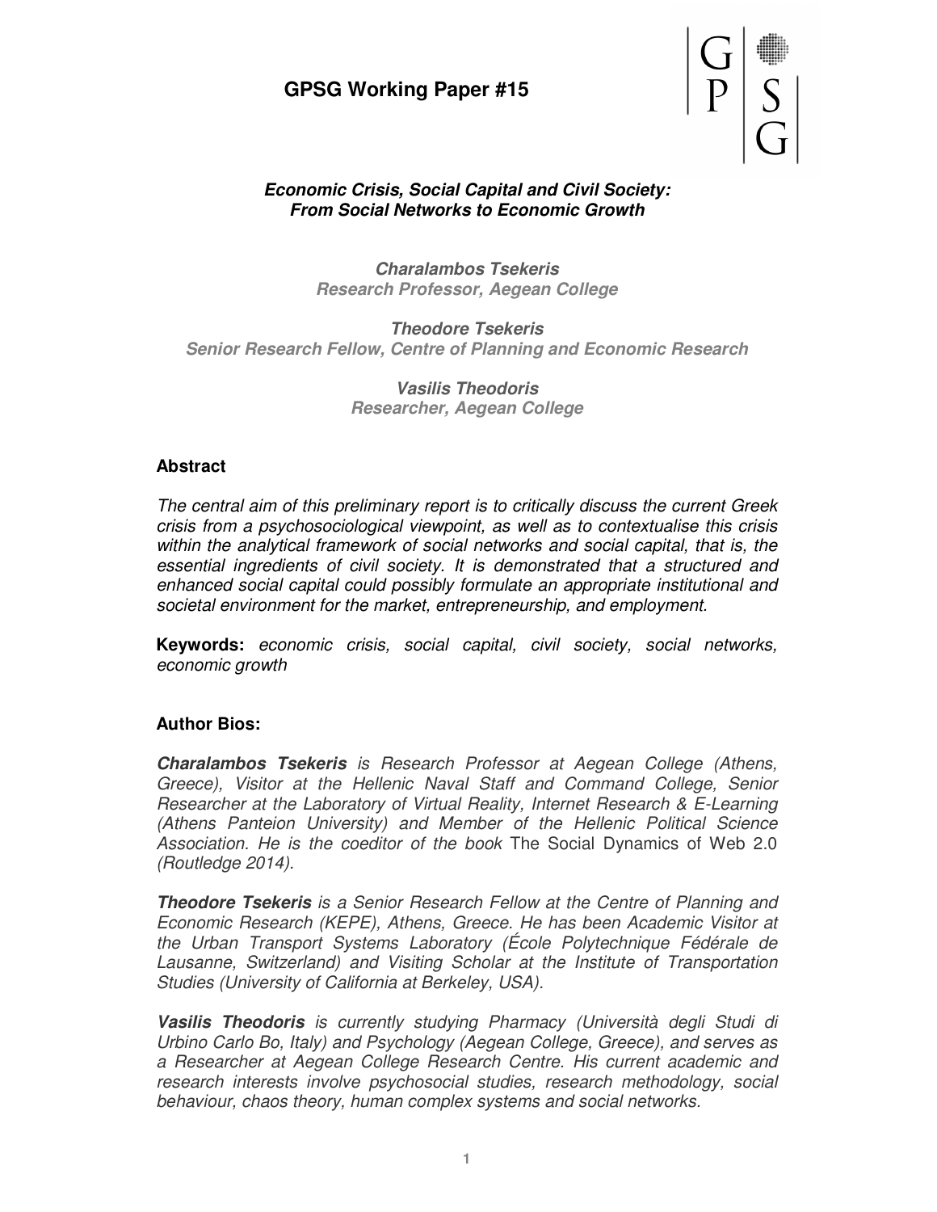# GPSG Working Paper #15

## *Economic Crisis, Social Capital and Civil Society: From Social Networks to Economic Growth*

***Charalambos Tsekeris***
***Research Professor, Aegean College***

***Theodore Tsekeris***
***Senior Research Fellow, Centre of Planning and Economic Research***

***Vasilis Theodoris***
***Researcher, Aegean College***

### Abstract

*The central aim of this preliminary report is to critically discuss the current Greek crisis from a psychosociological viewpoint, as well as to contextualise this crisis within the analytical framework of social networks and social capital, that is, the essential ingredients of civil society. It is demonstrated that a structured and enhanced social capital could possibly formulate an appropriate institutional and societal environment for the market, entrepreneurship, and employment.*

**Keywords:** *economic crisis, social capital, civil society, social networks, economic growth*

### Author Bios:

***Charalambos Tsekeris*** *is Research Professor at Aegean College (Athens, Greece), Visitor at the Hellenic Naval Staff and Command College, Senior Researcher at the Laboratory of Virtual Reality, Internet Research & E-Learning (Athens Panteion University) and Member of the Hellenic Political Science Association. He is the coeditor of the book* The Social Dynamics of Web 2.0 *(Routledge 2014).*

***Theodore Tsekeris*** *is a Senior Research Fellow at the Centre of Planning and Economic Research (KEPE), Athens, Greece. He has been Academic Visitor at the Urban Transport Systems Laboratory (École Polytechnique Fédérale de Lausanne, Switzerland) and Visiting Scholar at the Institute of Transportation Studies (University of California at Berkeley, USA).*

***Vasilis Theodoris*** *is currently studying Pharmacy (Università degli Studi di Urbino Carlo Bo, Italy) and Psychology (Aegean College, Greece), and serves as a Researcher at Aegean College Research Centre. His current academic and research interests involve psychosocial studies, research methodology, social behaviour, chaos theory, human complex systems and social networks.*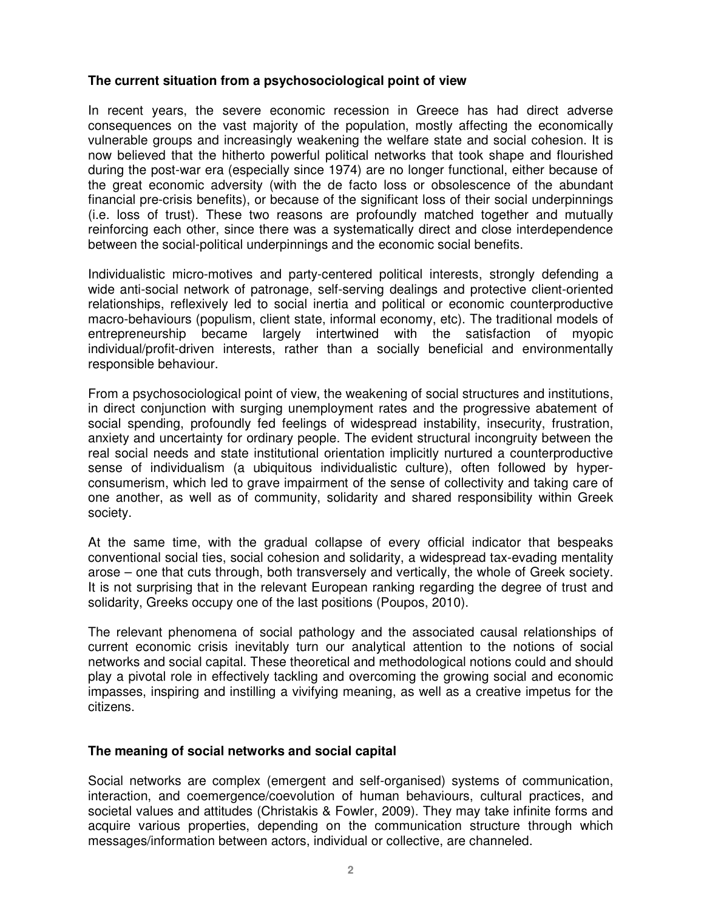## The current situation from a psychosociological point of view

In recent years, the severe economic recession in Greece has had direct adverse consequences on the vast majority of the population, mostly affecting the economically vulnerable groups and increasingly weakening the welfare state and social cohesion. It is now believed that the hitherto powerful political networks that took shape and flourished during the post-war era (especially since 1974) are no longer functional, either because of the great economic adversity (with the de facto loss or obsolescence of the abundant financial pre-crisis benefits), or because of the significant loss of their social underpinnings (i.e. loss of trust). These two reasons are profoundly matched together and mutually reinforcing each other, since there was a systematically direct and close interdependence between the social-political underpinnings and the economic social benefits.

Individualistic micro-motives and party-centered political interests, strongly defending a wide anti-social network of patronage, self-serving dealings and protective client-oriented relationships, reflexively led to social inertia and political or economic counterproductive macro-behaviours (populism, client state, informal economy, etc). The traditional models of entrepreneurship became largely intertwined with the satisfaction of myopic individual/profit-driven interests, rather than a socially beneficial and environmentally responsible behaviour.

From a psychosociological point of view, the weakening of social structures and institutions, in direct conjunction with surging unemployment rates and the progressive abatement of social spending, profoundly fed feelings of widespread instability, insecurity, frustration, anxiety and uncertainty for ordinary people. The evident structural incongruity between the real social needs and state institutional orientation implicitly nurtured a counterproductive sense of individualism (a ubiquitous individualistic culture), often followed by hyper-consumerism, which led to grave impairment of the sense of collectivity and taking care of one another, as well as of community, solidarity and shared responsibility within Greek society.

At the same time, with the gradual collapse of every official indicator that bespeaks conventional social ties, social cohesion and solidarity, a widespread tax-evading mentality arose – one that cuts through, both transversely and vertically, the whole of Greek society. It is not surprising that in the relevant European ranking regarding the degree of trust and solidarity, Greeks occupy one of the last positions (Poupos, 2010).

The relevant phenomena of social pathology and the associated causal relationships of current economic crisis inevitably turn our analytical attention to the notions of social networks and social capital. These theoretical and methodological notions could and should play a pivotal role in effectively tackling and overcoming the growing social and economic impasses, inspiring and instilling a vivifying meaning, as well as a creative impetus for the citizens.

## The meaning of social networks and social capital

Social networks are complex (emergent and self-organised) systems of communication, interaction, and coemergence/coevolution of human behaviours, cultural practices, and societal values and attitudes (Christakis & Fowler, 2009). They may take infinite forms and acquire various properties, depending on the communication structure through which messages/information between actors, individual or collective, are channeled.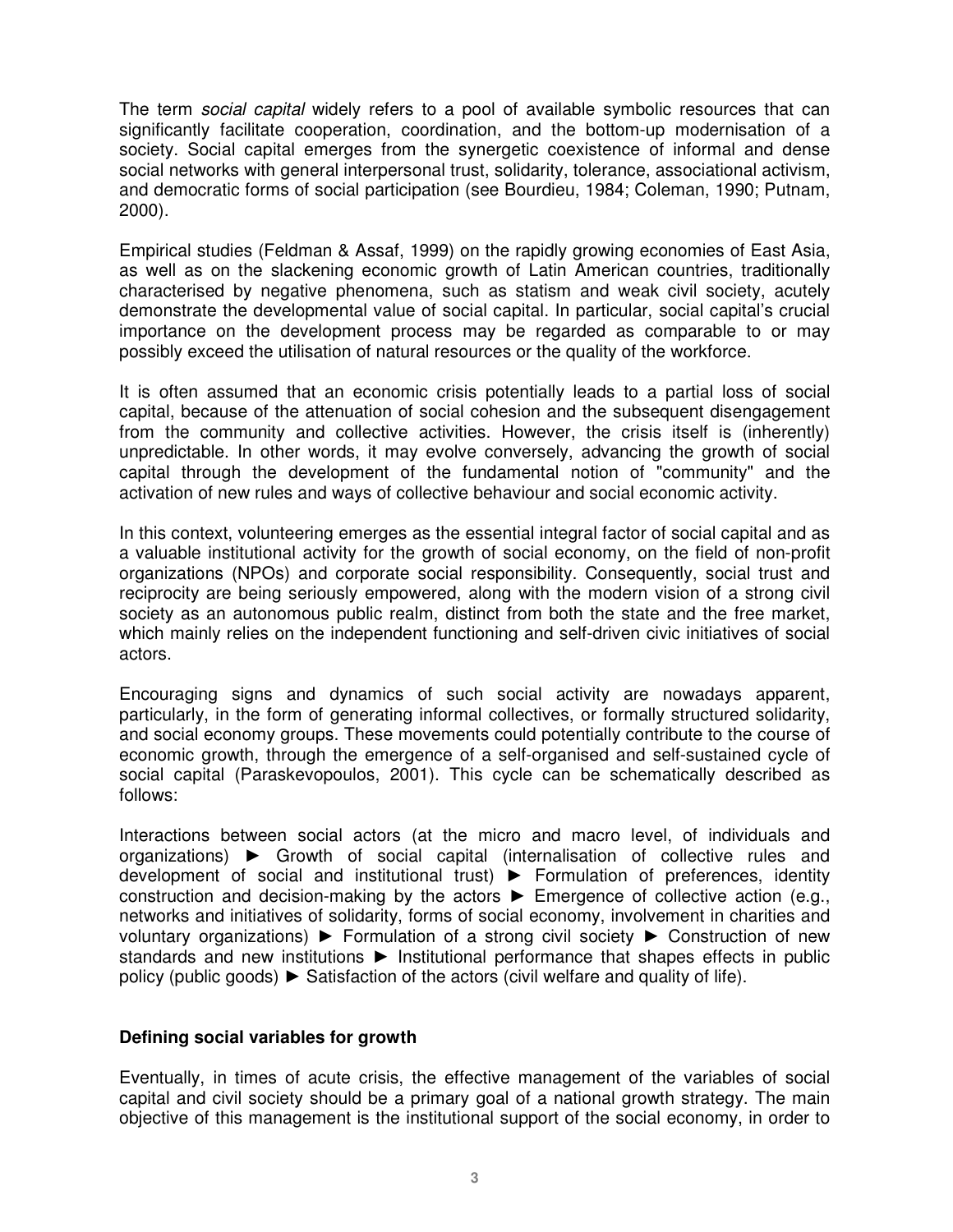The term *social capital* widely refers to a pool of available symbolic resources that can significantly facilitate cooperation, coordination, and the bottom-up modernisation of a society. Social capital emerges from the synergetic coexistence of informal and dense social networks with general interpersonal trust, solidarity, tolerance, associational activism, and democratic forms of social participation (see Bourdieu, 1984; Coleman, 1990; Putnam, 2000).

Empirical studies (Feldman & Assaf, 1999) on the rapidly growing economies of East Asia, as well as on the slackening economic growth of Latin American countries, traditionally characterised by negative phenomena, such as statism and weak civil society, acutely demonstrate the developmental value of social capital. In particular, social capital's crucial importance on the development process may be regarded as comparable to or may possibly exceed the utilisation of natural resources or the quality of the workforce.

It is often assumed that an economic crisis potentially leads to a partial loss of social capital, because of the attenuation of social cohesion and the subsequent disengagement from the community and collective activities. However, the crisis itself is (inherently) unpredictable. In other words, it may evolve conversely, advancing the growth of social capital through the development of the fundamental notion of "community" and the activation of new rules and ways of collective behaviour and social economic activity.

In this context, volunteering emerges as the essential integral factor of social capital and as a valuable institutional activity for the growth of social economy, on the field of non-profit organizations (NPOs) and corporate social responsibility. Consequently, social trust and reciprocity are being seriously empowered, along with the modern vision of a strong civil society as an autonomous public realm, distinct from both the state and the free market, which mainly relies on the independent functioning and self-driven civic initiatives of social actors.

Encouraging signs and dynamics of such social activity are nowadays apparent, particularly, in the form of generating informal collectives, or formally structured solidarity, and social economy groups. These movements could potentially contribute to the course of economic growth, through the emergence of a self-organised and self-sustained cycle of social capital (Paraskevopoulos, 2001). This cycle can be schematically described as follows:

Interactions between social actors (at the micro and macro level, of individuals and organizations) ► Growth of social capital (internalisation of collective rules and development of social and institutional trust) ► Formulation of preferences, identity construction and decision-making by the actors ► Emergence of collective action (e.g., networks and initiatives of solidarity, forms of social economy, involvement in charities and voluntary organizations) ► Formulation of a strong civil society ► Construction of new standards and new institutions ► Institutional performance that shapes effects in public policy (public goods) ► Satisfaction of the actors (civil welfare and quality of life).

**Defining social variables for growth**

Eventually, in times of acute crisis, the effective management of the variables of social capital and civil society should be a primary goal of a national growth strategy. The main objective of this management is the institutional support of the social economy, in order to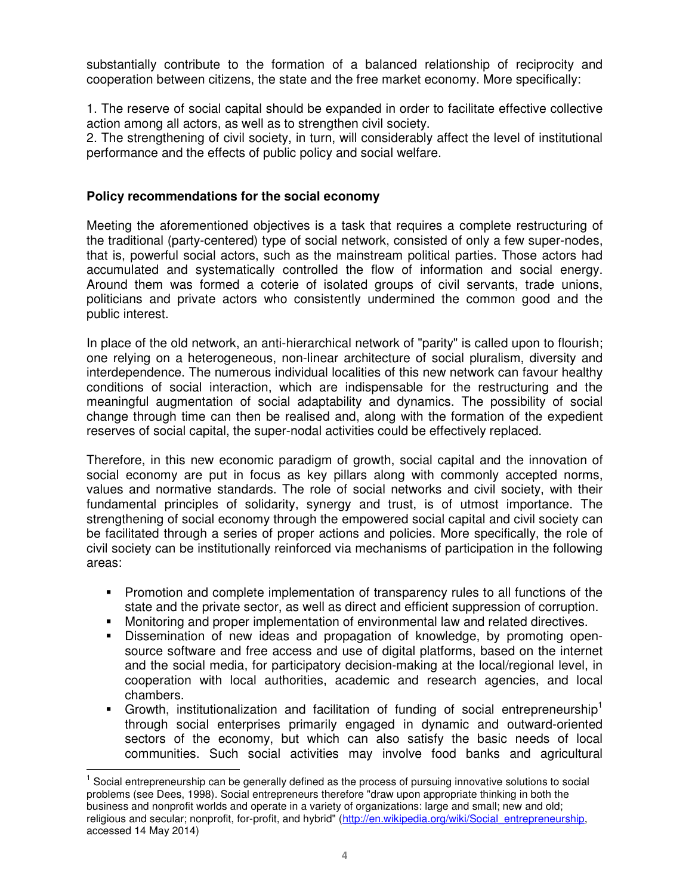substantially contribute to the formation of a balanced relationship of reciprocity and cooperation between citizens, the state and the free market economy. More specifically:

1. The reserve of social capital should be expanded in order to facilitate effective collective action among all actors, as well as to strengthen civil society.
2. The strengthening of civil society, in turn, will considerably affect the level of institutional performance and the effects of public policy and social welfare.

**Policy recommendations for the social economy**

Meeting the aforementioned objectives is a task that requires a complete restructuring of the traditional (party-centered) type of social network, consisted of only a few super-nodes, that is, powerful social actors, such as the mainstream political parties. Those actors had accumulated and systematically controlled the flow of information and social energy. Around them was formed a coterie of isolated groups of civil servants, trade unions, politicians and private actors who consistently undermined the common good and the public interest.

In place of the old network, an anti-hierarchical network of "parity" is called upon to flourish; one relying on a heterogeneous, non-linear architecture of social pluralism, diversity and interdependence. The numerous individual localities of this new network can favour healthy conditions of social interaction, which are indispensable for the restructuring and the meaningful augmentation of social adaptability and dynamics. The possibility of social change through time can then be realised and, along with the formation of the expedient reserves of social capital, the super-nodal activities could be effectively replaced.

Therefore, in this new economic paradigm of growth, social capital and the innovation of social economy are put in focus as key pillars along with commonly accepted norms, values and normative standards. The role of social networks and civil society, with their fundamental principles of solidarity, synergy and trust, is of utmost importance. The strengthening of social economy through the empowered social capital and civil society can be facilitated through a series of proper actions and policies. More specifically, the role of civil society can be institutionally reinforced via mechanisms of participation in the following areas:

- Promotion and complete implementation of transparency rules to all functions of the state and the private sector, as well as direct and efficient suppression of corruption.
- Monitoring and proper implementation of environmental law and related directives.
- Dissemination of new ideas and propagation of knowledge, by promoting open-source software and free access and use of digital platforms, based on the internet and the social media, for participatory decision-making at the local/regional level, in cooperation with local authorities, academic and research agencies, and local chambers.
- Growth, institutionalization and facilitation of funding of social entrepreneurship[1] through social enterprises primarily engaged in dynamic and outward-oriented sectors of the economy, but which can also satisfy the basic needs of local communities. Such social activities may involve food banks and agricultural

[1] Social entrepreneurship can be generally defined as the process of pursuing innovative solutions to social problems (see Dees, 1998). Social entrepreneurs therefore "draw upon appropriate thinking in both the business and nonprofit worlds and operate in a variety of organizations: large and small; new and old; religious and secular; nonprofit, for-profit, and hybrid" (http://en.wikipedia.org/wiki/Social_entrepreneurship, accessed 14 May 2014)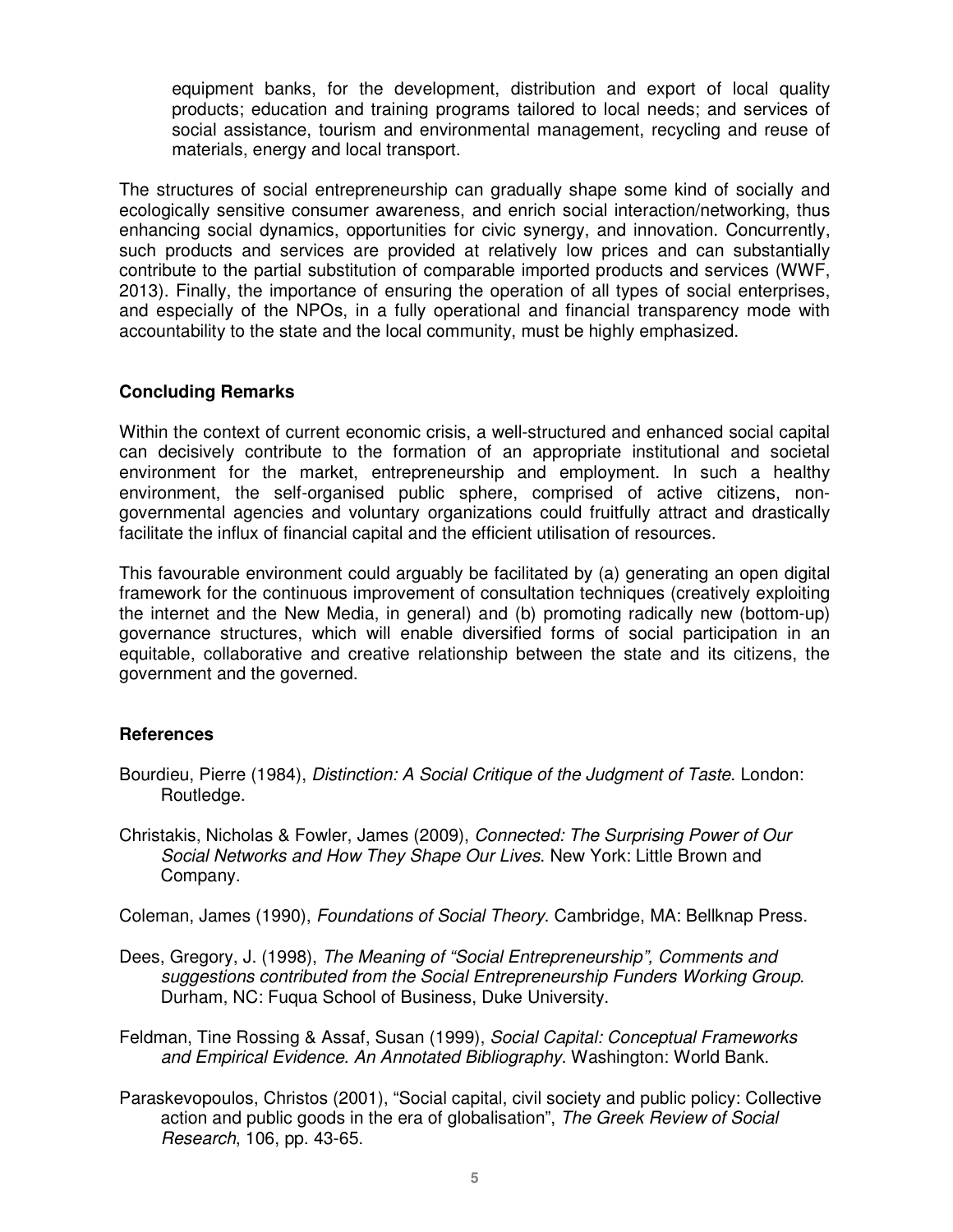equipment banks, for the development, distribution and export of local quality products; education and training programs tailored to local needs; and services of social assistance, tourism and environmental management, recycling and reuse of materials, energy and local transport.

The structures of social entrepreneurship can gradually shape some kind of socially and ecologically sensitive consumer awareness, and enrich social interaction/networking, thus enhancing social dynamics, opportunities for civic synergy, and innovation. Concurrently, such products and services are provided at relatively low prices and can substantially contribute to the partial substitution of comparable imported products and services (WWF, 2013). Finally, the importance of ensuring the operation of all types of social enterprises, and especially of the NPOs, in a fully operational and financial transparency mode with accountability to the state and the local community, must be highly emphasized.

## Concluding Remarks

Within the context of current economic crisis, a well-structured and enhanced social capital can decisively contribute to the formation of an appropriate institutional and societal environment for the market, entrepreneurship and employment. In such a healthy environment, the self-organised public sphere, comprised of active citizens, non-governmental agencies and voluntary organizations could fruitfully attract and drastically facilitate the influx of financial capital and the efficient utilisation of resources.

This favourable environment could arguably be facilitated by (a) generating an open digital framework for the continuous improvement of consultation techniques (creatively exploiting the internet and the New Media, in general) and (b) promoting radically new (bottom-up) governance structures, which will enable diversified forms of social participation in an equitable, collaborative and creative relationship between the state and its citizens, the government and the governed.

## References

Bourdieu, Pierre (1984), *Distinction: A Social Critique of the Judgment of Taste*. London: Routledge.

Christakis, Nicholas & Fowler, James (2009), *Connected: The Surprising Power of Our Social Networks and How They Shape Our Lives*. New York: Little Brown and Company.

Coleman, James (1990), *Foundations of Social Theory*. Cambridge, MA: Bellknap Press.

Dees, Gregory, J. (1998), *The Meaning of "Social Entrepreneurship", Comments and suggestions contributed from the Social Entrepreneurship Funders Working Group*. Durham, NC: Fuqua School of Business, Duke University.

Feldman, Tine Rossing & Assaf, Susan (1999), *Social Capital: Conceptual Frameworks and Empirical Evidence. An Annotated Bibliography*. Washington: World Bank.

Paraskevopoulos, Christos (2001), "Social capital, civil society and public policy: Collective action and public goods in the era of globalisation", *The Greek Review of Social Research*, 106, pp. 43-65.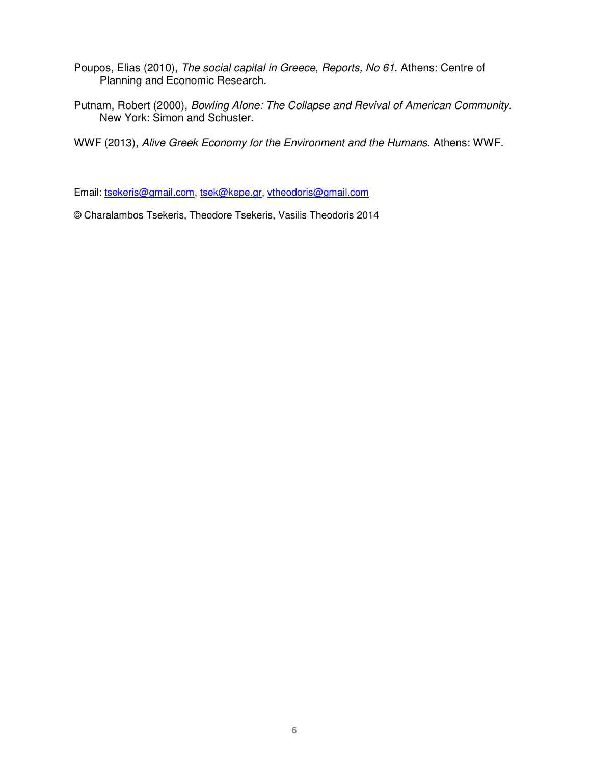Poupos, Elias (2010), *The social capital in Greece, Reports, No 61*. Athens: Centre of Planning and Economic Research.

Putnam, Robert (2000), *Bowling Alone: The Collapse and Revival of American Community*. New York: Simon and Schuster.

WWF (2013), *Alive Greek Economy for the Environment and the Humans*. Athens: WWF.

Email: tsekeris@gmail.com, tsek@kepe.gr, vtheodoris@gmail.com

© Charalambos Tsekeris, Theodore Tsekeris, Vasilis Theodoris 2014